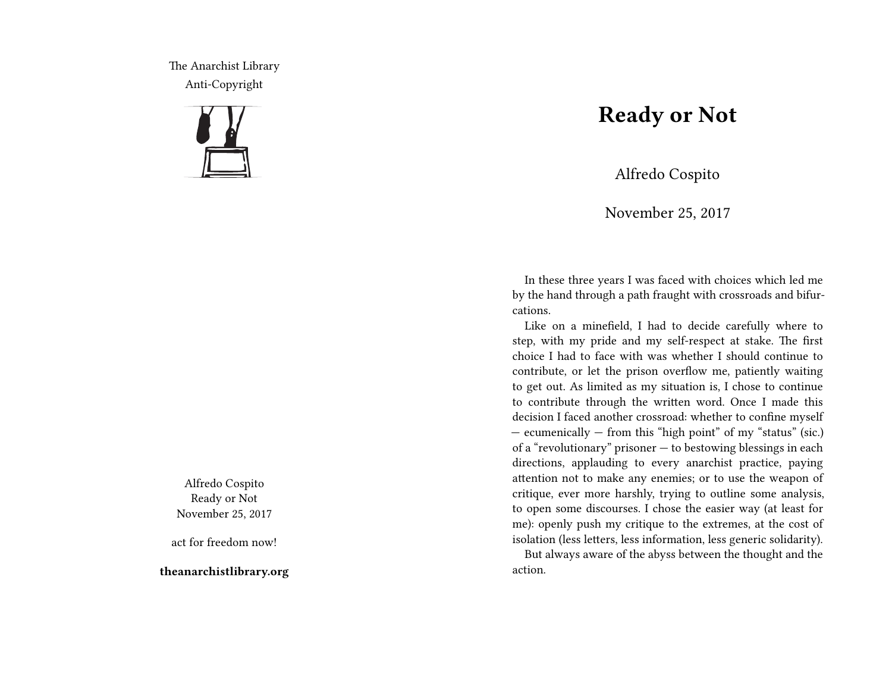The Anarchist Library
Anti-Copyright

Alfredo Cospito
Ready or Not
November 25, 2017

act for freedom now!

**theanarchistlibrary.org**

# Ready or Not

Alfredo Cospito

November 25, 2017

In these three years I was faced with choices which led me by the hand through a path fraught with crossroads and bifurcations.

Like on a minefield, I had to decide carefully where to step, with my pride and my self-respect at stake. The first choice I had to face with was whether I should continue to contribute, or let the prison overflow me, patiently waiting to get out. As limited as my situation is, I chose to continue to contribute through the written word. Once I made this decision I faced another crossroad: whether to confine myself — ecumenically — from this "high point" of my "status" (sic.) of a "revolutionary" prisoner — to bestowing blessings in each directions, applauding to every anarchist practice, paying attention not to make any enemies; or to use the weapon of critique, ever more harshly, trying to outline some analysis, to open some discourses. I chose the easier way (at least for me): openly push my critique to the extremes, at the cost of isolation (less letters, less information, less generic solidarity).

But always aware of the abyss between the thought and the action.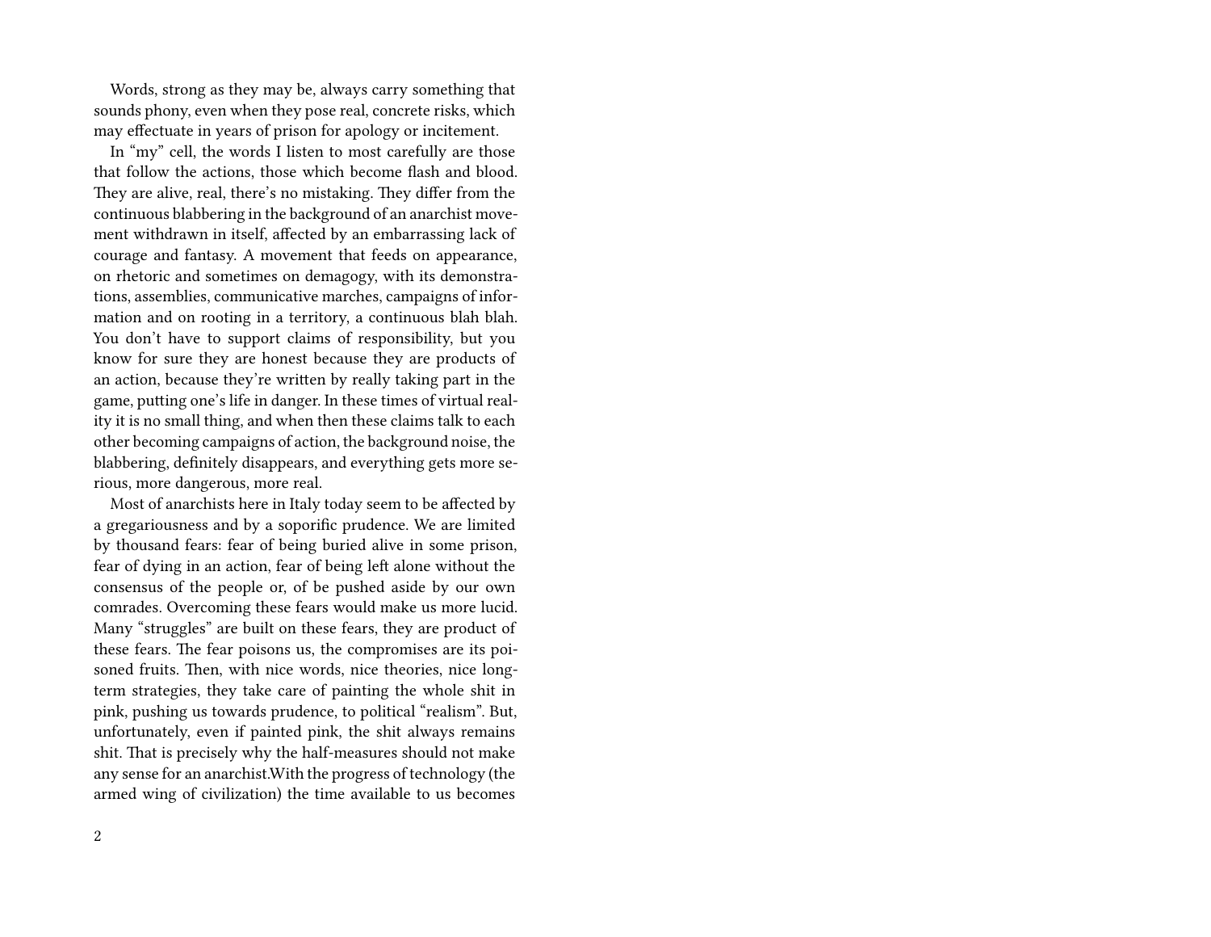Words, strong as they may be, always carry something that sounds phony, even when they pose real, concrete risks, which may effectuate in years of prison for apology or incitement.

In "my" cell, the words I listen to most carefully are those that follow the actions, those which become flash and blood. They are alive, real, there's no mistaking. They differ from the continuous blabbering in the background of an anarchist movement withdrawn in itself, affected by an embarrassing lack of courage and fantasy. A movement that feeds on appearance, on rhetoric and sometimes on demagogy, with its demonstrations, assemblies, communicative marches, campaigns of information and on rooting in a territory, a continuous blah blah. You don't have to support claims of responsibility, but you know for sure they are honest because they are products of an action, because they're written by really taking part in the game, putting one's life in danger. In these times of virtual reality it is no small thing, and when then these claims talk to each other becoming campaigns of action, the background noise, the blabbering, definitely disappears, and everything gets more serious, more dangerous, more real.

Most of anarchists here in Italy today seem to be affected by a gregariousness and by a soporific prudence. We are limited by thousand fears: fear of being buried alive in some prison, fear of dying in an action, fear of being left alone without the consensus of the people or, of be pushed aside by our own comrades. Overcoming these fears would make us more lucid. Many "struggles" are built on these fears, they are product of these fears. The fear poisons us, the compromises are its poisoned fruits. Then, with nice words, nice theories, nice long-term strategies, they take care of painting the whole shit in pink, pushing us towards prudence, to political "realism". But, unfortunately, even if painted pink, the shit always remains shit. That is precisely why the half-measures should not make any sense for an anarchist.With the progress of technology (the armed wing of civilization) the time available to us becomes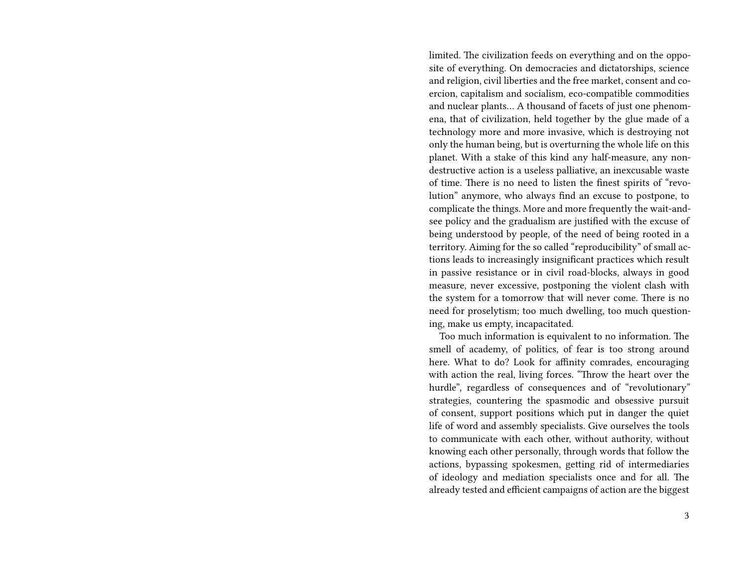limited. The civilization feeds on everything and on the opposite of everything. On democracies and dictatorships, science and religion, civil liberties and the free market, consent and coercion, capitalism and socialism, eco-compatible commodities and nuclear plants… A thousand of facets of just one phenomena, that of civilization, held together by the glue made of a technology more and more invasive, which is destroying not only the human being, but is overturning the whole life on this planet. With a stake of this kind any half-measure, any non-destructive action is a useless palliative, an inexcusable waste of time. There is no need to listen the finest spirits of "revolution" anymore, who always find an excuse to postpone, to complicate the things. More and more frequently the wait-and-see policy and the gradualism are justified with the excuse of being understood by people, of the need of being rooted in a territory. Aiming for the so called "reproducibility" of small actions leads to increasingly insignificant practices which result in passive resistance or in civil road-blocks, always in good measure, never excessive, postponing the violent clash with the system for a tomorrow that will never come. There is no need for proselytism; too much dwelling, too much questioning, make us empty, incapacitated.

Too much information is equivalent to no information. The smell of academy, of politics, of fear is too strong around here. What to do? Look for affinity comrades, encouraging with action the real, living forces. "Throw the heart over the hurdle", regardless of consequences and of "revolutionary" strategies, countering the spasmodic and obsessive pursuit of consent, support positions which put in danger the quiet life of word and assembly specialists. Give ourselves the tools to communicate with each other, without authority, without knowing each other personally, through words that follow the actions, bypassing spokesmen, getting rid of intermediaries of ideology and mediation specialists once and for all. The already tested and efficient campaigns of action are the biggest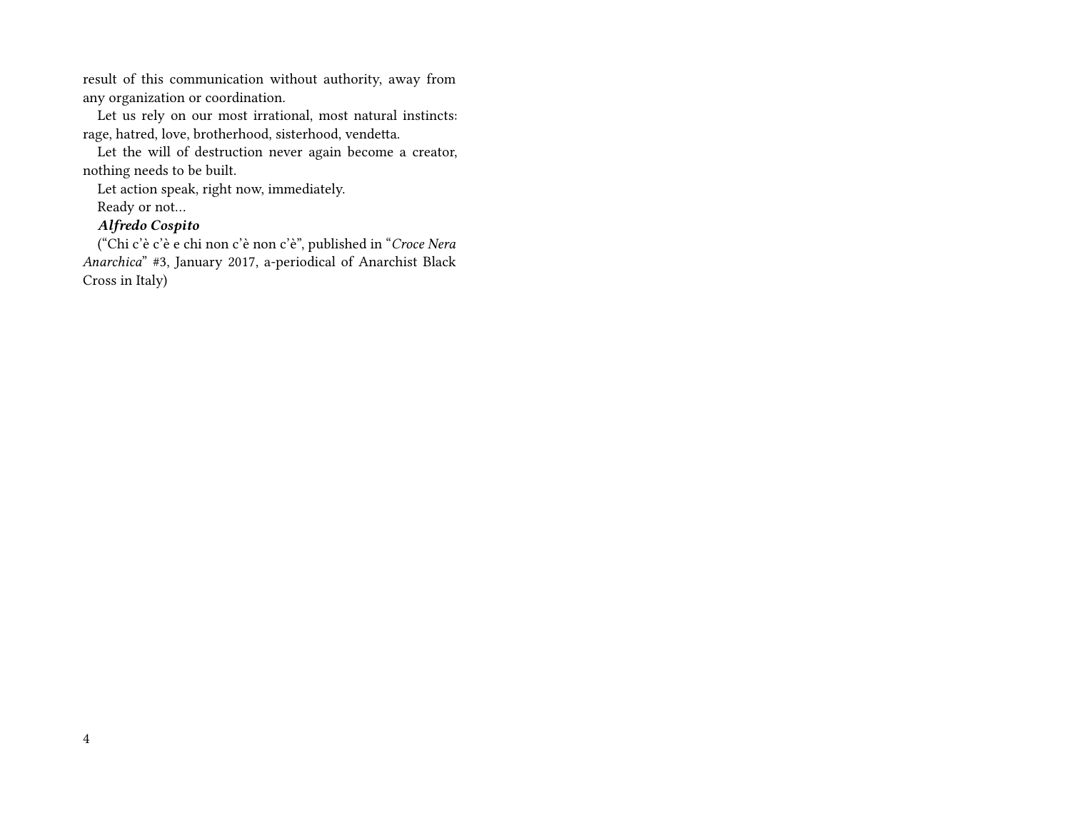result of this communication without authority, away from any organization or coordination.

Let us rely on our most irrational, most natural instincts: rage, hatred, love, brotherhood, sisterhood, vendetta.

Let the will of destruction never again become a creator, nothing needs to be built.

Let action speak, right now, immediately.

Ready or not…

***Alfredo Cospito***

("Chi c'è c'è e chi non c'è non c'è", published in "*Croce Nera Anarchica*" #3, January 2017, a-periodical of Anarchist Black Cross in Italy)